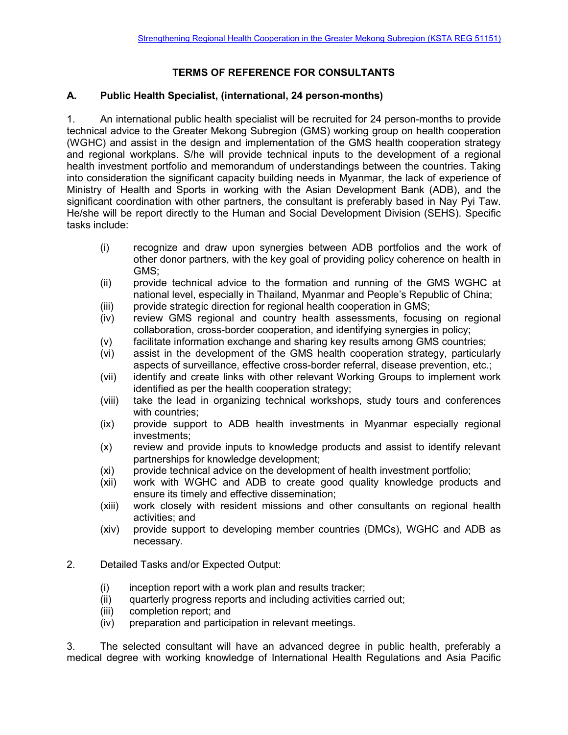Strengthening Regional Health Cooperation in the Greater Mekong Subregion (KSTA REG 51151)

# TERMS OF REFERENCE FOR CONSULTANTS

## A. Public Health Specialist, (international, 24 person-months)

1. An international public health specialist will be recruited for 24 person-months to provide technical advice to the Greater Mekong Subregion (GMS) working group on health cooperation (WGHC) and assist in the design and implementation of the GMS health cooperation strategy and regional workplans. S/he will provide technical inputs to the development of a regional health investment portfolio and memorandum of understandings between the countries. Taking into consideration the significant capacity building needs in Myanmar, the lack of experience of Ministry of Health and Sports in working with the Asian Development Bank (ADB), and the significant coordination with other partners, the consultant is preferably based in Nay Pyi Taw. He/she will be report directly to the Human and Social Development Division (SEHS). Specific tasks include:

   (i) recognize and draw upon synergies between ADB portfolios and the work of other donor partners, with the key goal of providing policy coherence on health in GMS;
   (ii) provide technical advice to the formation and running of the GMS WGHC at national level, especially in Thailand, Myanmar and People's Republic of China;
   (iii) provide strategic direction for regional health cooperation in GMS;
   (iv) review GMS regional and country health assessments, focusing on regional collaboration, cross-border cooperation, and identifying synergies in policy;
   (v) facilitate information exchange and sharing key results among GMS countries;
   (vi) assist in the development of the GMS health cooperation strategy, particularly aspects of surveillance, effective cross-border referral, disease prevention, etc.;
   (vii) identify and create links with other relevant Working Groups to implement work identified as per the health cooperation strategy;
   (viii) take the lead in organizing technical workshops, study tours and conferences with countries;
   (ix) provide support to ADB health investments in Myanmar especially regional investments;
   (x) review and provide inputs to knowledge products and assist to identify relevant partnerships for knowledge development;
   (xi) provide technical advice on the development of health investment portfolio;
   (xii) work with WGHC and ADB to create good quality knowledge products and ensure its timely and effective dissemination;
   (xiii) work closely with resident missions and other consultants on regional health activities; and
   (xiv) provide support to developing member countries (DMCs), WGHC and ADB as necessary.

2. Detailed Tasks and/or Expected Output:

   (i) inception report with a work plan and results tracker;
   (ii) quarterly progress reports and including activities carried out;
   (iii) completion report; and
   (iv) preparation and participation in relevant meetings.

3. The selected consultant will have an advanced degree in public health, preferably a medical degree with working knowledge of International Health Regulations and Asia Pacific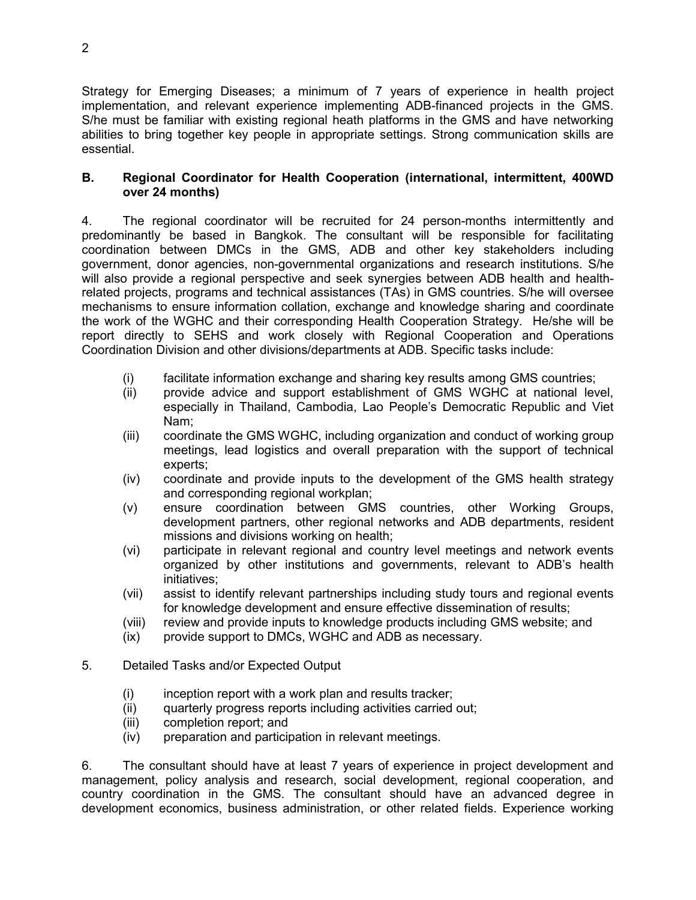Strategy for Emerging Diseases; a minimum of 7 years of experience in health project implementation, and relevant experience implementing ADB-financed projects in the GMS. S/he must be familiar with existing regional heath platforms in the GMS and have networking abilities to bring together key people in appropriate settings. Strong communication skills are essential.

### B. Regional Coordinator for Health Cooperation (international, intermittent, 400WD over 24 months)

4. The regional coordinator will be recruited for 24 person-months intermittently and predominantly be based in Bangkok. The consultant will be responsible for facilitating coordination between DMCs in the GMS, ADB and other key stakeholders including government, donor agencies, non-governmental organizations and research institutions. S/he will also provide a regional perspective and seek synergies between ADB health and health-related projects, programs and technical assistances (TAs) in GMS countries. S/he will oversee mechanisms to ensure information collation, exchange and knowledge sharing and coordinate the work of the WGHC and their corresponding Health Cooperation Strategy. He/she will be report directly to SEHS and work closely with Regional Cooperation and Operations Coordination Division and other divisions/departments at ADB. Specific tasks include:

(i) facilitate information exchange and sharing key results among GMS countries;
(ii) provide advice and support establishment of GMS WGHC at national level, especially in Thailand, Cambodia, Lao People's Democratic Republic and Viet Nam;
(iii) coordinate the GMS WGHC, including organization and conduct of working group meetings, lead logistics and overall preparation with the support of technical experts;
(iv) coordinate and provide inputs to the development of the GMS health strategy and corresponding regional workplan;
(v) ensure coordination between GMS countries, other Working Groups, development partners, other regional networks and ADB departments, resident missions and divisions working on health;
(vi) participate in relevant regional and country level meetings and network events organized by other institutions and governments, relevant to ADB's health initiatives;
(vii) assist to identify relevant partnerships including study tours and regional events for knowledge development and ensure effective dissemination of results;
(viii) review and provide inputs to knowledge products including GMS website; and
(ix) provide support to DMCs, WGHC and ADB as necessary.

5. Detailed Tasks and/or Expected Output

(i) inception report with a work plan and results tracker;
(ii) quarterly progress reports including activities carried out;
(iii) completion report; and
(iv) preparation and participation in relevant meetings.

6. The consultant should have at least 7 years of experience in project development and management, policy analysis and research, social development, regional cooperation, and country coordination in the GMS. The consultant should have an advanced degree in development economics, business administration, or other related fields. Experience working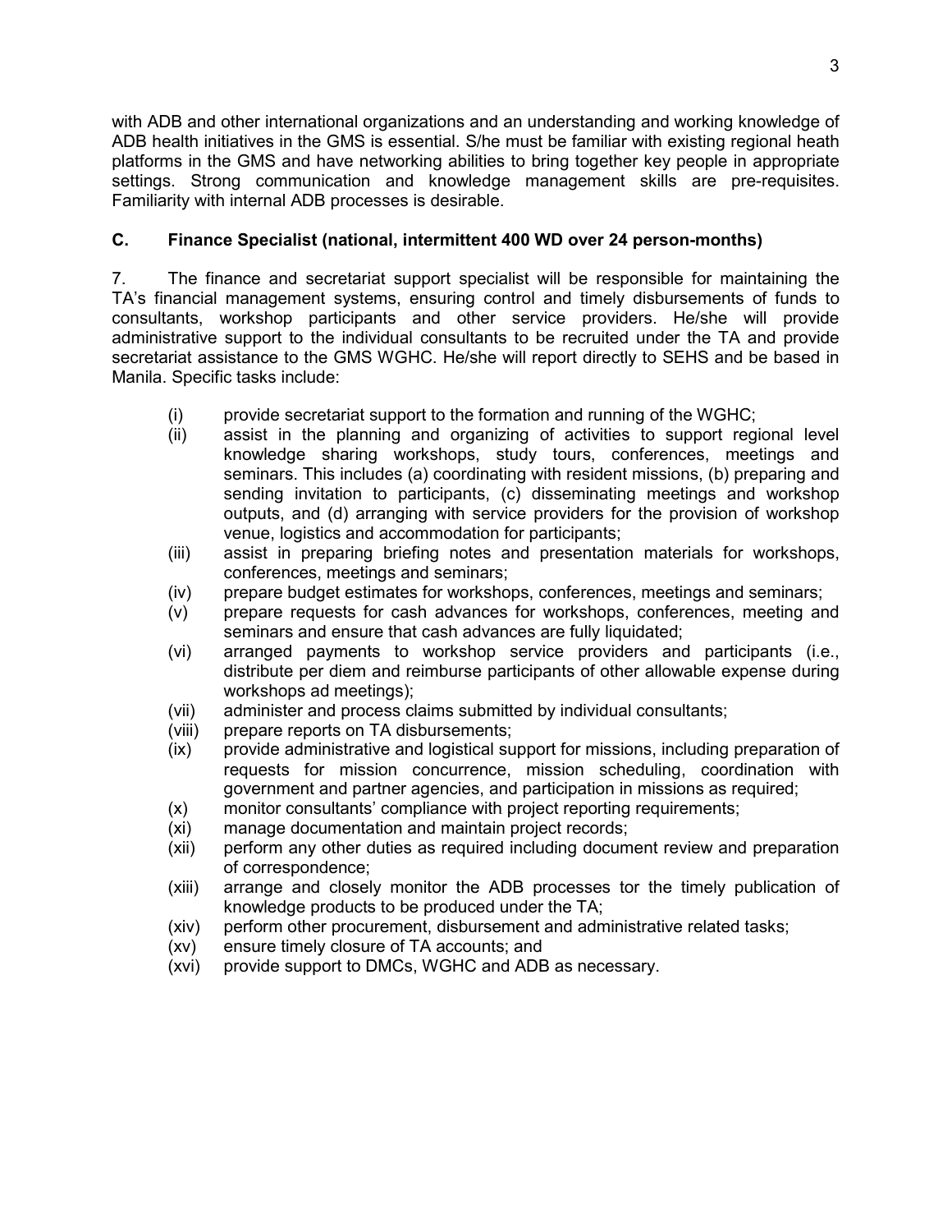with ADB and other international organizations and an understanding and working knowledge of ADB health initiatives in the GMS is essential. S/he must be familiar with existing regional heath platforms in the GMS and have networking abilities to bring together key people in appropriate settings. Strong communication and knowledge management skills are pre-requisites. Familiarity with internal ADB processes is desirable.

### C. Finance Specialist (national, intermittent 400 WD over 24 person-months)

7. The finance and secretariat support specialist will be responsible for maintaining the TA's financial management systems, ensuring control and timely disbursements of funds to consultants, workshop participants and other service providers. He/she will provide administrative support to the individual consultants to be recruited under the TA and provide secretariat assistance to the GMS WGHC. He/she will report directly to SEHS and be based in Manila. Specific tasks include:

- (i) provide secretariat support to the formation and running of the WGHC;
- (ii) assist in the planning and organizing of activities to support regional level knowledge sharing workshops, study tours, conferences, meetings and seminars. This includes (a) coordinating with resident missions, (b) preparing and sending invitation to participants, (c) disseminating meetings and workshop outputs, and (d) arranging with service providers for the provision of workshop venue, logistics and accommodation for participants;
- (iii) assist in preparing briefing notes and presentation materials for workshops, conferences, meetings and seminars;
- (iv) prepare budget estimates for workshops, conferences, meetings and seminars;
- (v) prepare requests for cash advances for workshops, conferences, meeting and seminars and ensure that cash advances are fully liquidated;
- (vi) arranged payments to workshop service providers and participants (i.e., distribute per diem and reimburse participants of other allowable expense during workshops ad meetings);
- (vii) administer and process claims submitted by individual consultants;
- (viii) prepare reports on TA disbursements;
- (ix) provide administrative and logistical support for missions, including preparation of requests for mission concurrence, mission scheduling, coordination with government and partner agencies, and participation in missions as required;
- (x) monitor consultants' compliance with project reporting requirements;
- (xi) manage documentation and maintain project records;
- (xii) perform any other duties as required including document review and preparation of correspondence;
- (xiii) arrange and closely monitor the ADB processes tor the timely publication of knowledge products to be produced under the TA;
- (xiv) perform other procurement, disbursement and administrative related tasks;
- (xv) ensure timely closure of TA accounts; and
- (xvi) provide support to DMCs, WGHC and ADB as necessary.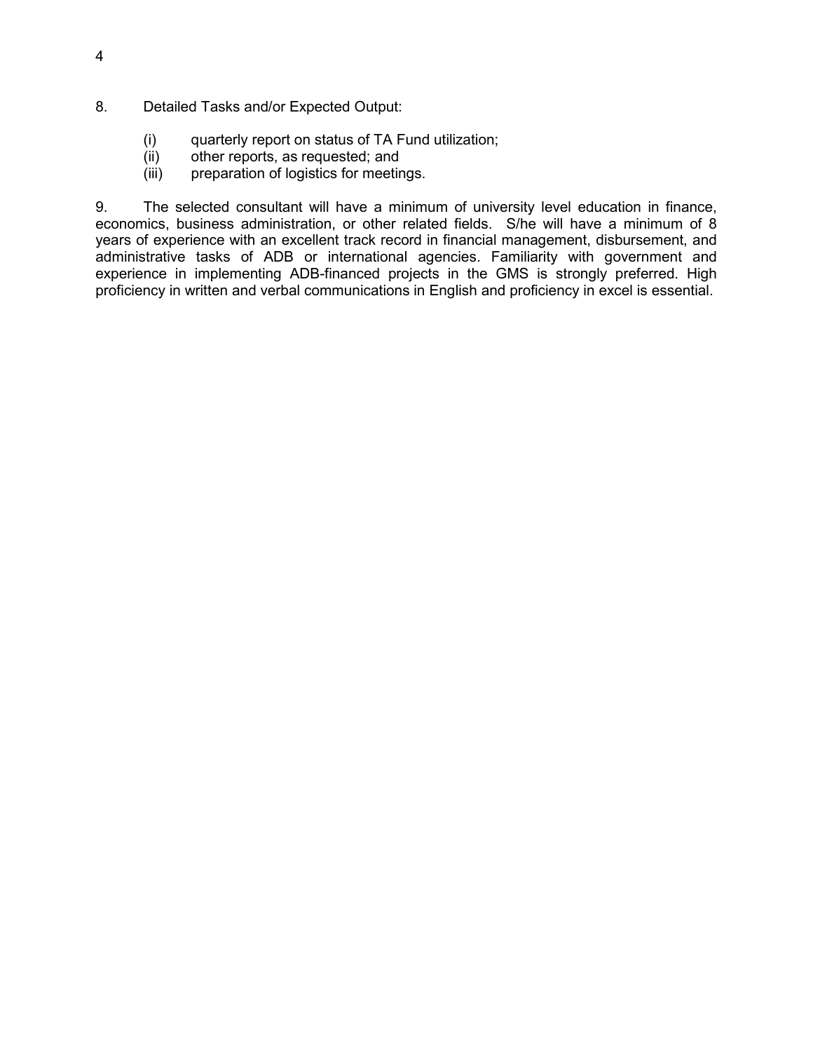8. Detailed Tasks and/or Expected Output:

(i) quarterly report on status of TA Fund utilization;
(ii) other reports, as requested; and
(iii) preparation of logistics for meetings.

9. The selected consultant will have a minimum of university level education in finance, economics, business administration, or other related fields. S/he will have a minimum of 8 years of experience with an excellent track record in financial management, disbursement, and administrative tasks of ADB or international agencies. Familiarity with government and experience in implementing ADB-financed projects in the GMS is strongly preferred. High proficiency in written and verbal communications in English and proficiency in excel is essential.